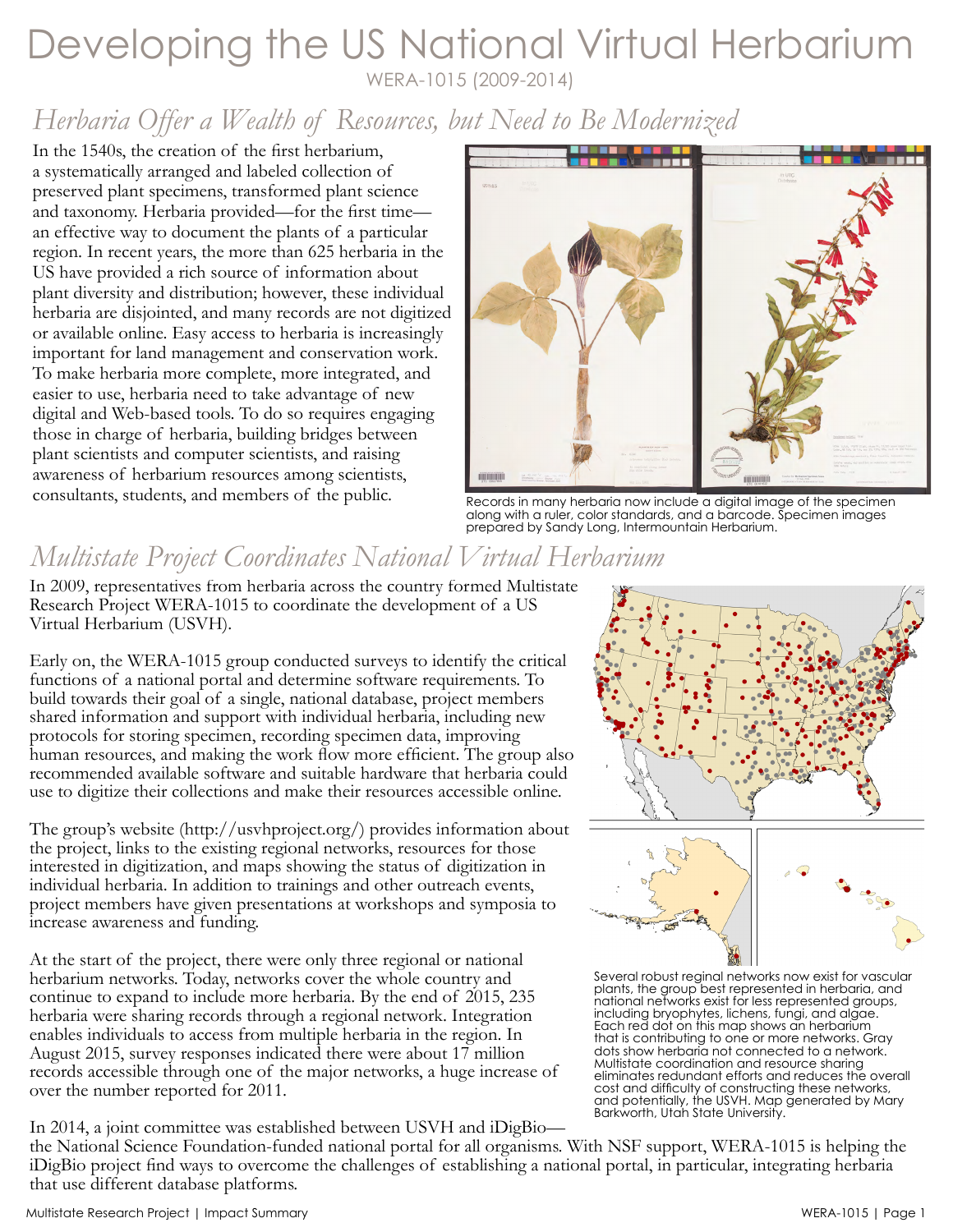# Developing the US National Virtual Herbarium

WERA-1015 (2009-2014)

## *Herbaria Offer a Wealth of Resources, but Need to Be Modernized*

In the 1540s, the creation of the first herbarium, a systematically arranged and labeled collection of preserved plant specimens, transformed plant science and taxonomy. Herbaria provided—for the first time—an effective way to document the plants of a particular region. In recent years, the more than 625 herbaria in the US have provided a rich source of information about plant diversity and distribution; however, these individual herbaria are disjointed, and many records are not digitized or available online. Easy access to herbaria is increasingly important for land management and conservation work. To make herbaria more complete, more integrated, and easier to use, herbaria need to take advantage of new digital and Web-based tools. To do so requires engaging those in charge of herbaria, building bridges between plant scientists and computer scientists, and raising awareness of herbarium resources among scientists, consultants, students, and members of the public.

Records in many herbaria now include a digital image of the specimen along with a ruler, color standards, and a barcode. Specimen images prepared by Sandy Long, Intermountain Herbarium.

## *Multistate Project Coordinates National Virtual Herbarium*

In 2009, representatives from herbaria across the country formed Multistate Research Project WERA-1015 to coordinate the development of a US Virtual Herbarium (USVH).

Early on, the WERA-1015 group conducted surveys to identify the critical functions of a national portal and determine software requirements. To build towards their goal of a single, national database, project members shared information and support with individual herbaria, including new protocols for storing specimen, recording specimen data, improving human resources, and making the work flow more efficient. The group also recommended available software and suitable hardware that herbaria could use to digitize their collections and make their resources accessible online.

The group's website (http://usvhproject.org/) provides information about the project, links to the existing regional networks, resources for those interested in digitization, and maps showing the status of digitization in individual herbaria. In addition to trainings and other outreach events, project members have given presentations at workshops and symposia to increase awareness and funding.

At the start of the project, there were only three regional or national herbarium networks. Today, networks cover the whole country and continue to expand to include more herbaria. By the end of 2015, 235 herbaria were sharing records through a regional network. Integration enables individuals to access from multiple herbaria in the region. In August 2015, survey responses indicated there were about 17 million records accessible through one of the major networks, a huge increase of over the number reported for 2011.

Several robust regional networks now exist for vascular plants, the group best represented in herbaria, and national networks exist for less represented groups, including bryophytes, lichens, fungi, and algae. Each red dot on this map shows an herbarium that is contributing to one or more networks. Gray dots show herbaria not connected to a network. Multistate coordination and resource sharing eliminates redundant efforts and reduces the overall cost and difficulty of constructing these networks, and potentially, the USVH. Map generated by Mary Barkworth, Utah State University.

In 2014, a joint committee was established between USVH and iDigBio—the National Science Foundation-funded national portal for all organisms. With NSF support, WERA-1015 is helping the iDigBio project find ways to overcome the challenges of establishing a national portal, in particular, integrating herbaria that use different database platforms.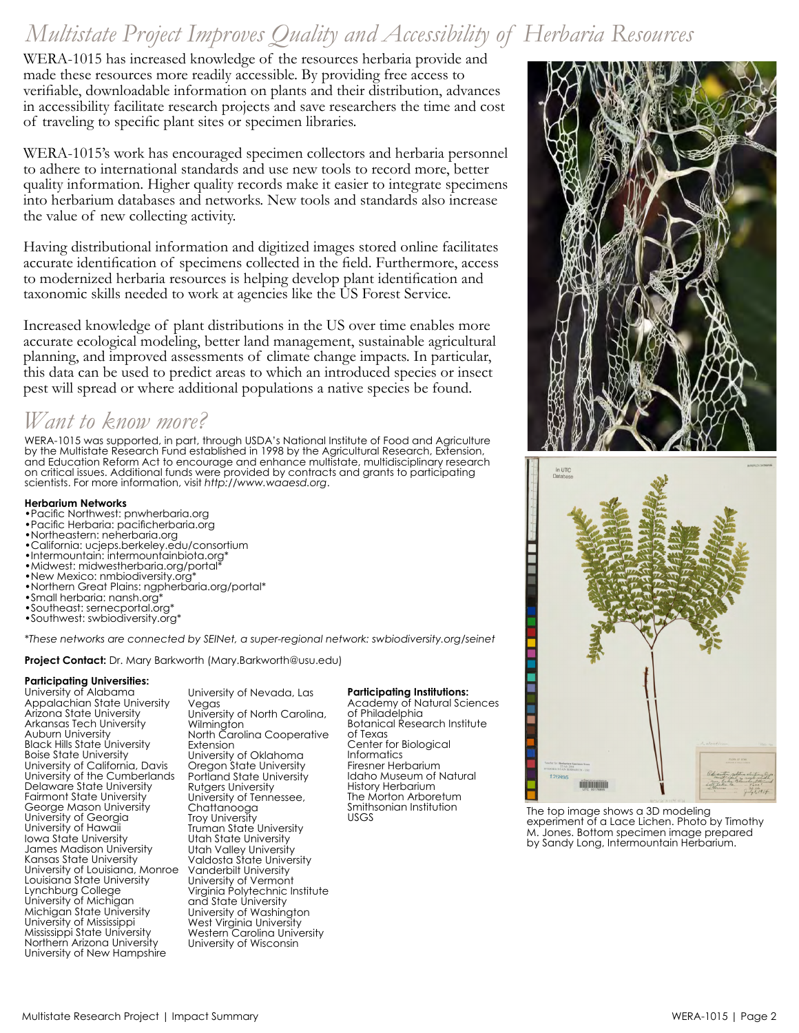# Multistate Project Improves Quality and Accessibility of Herbaria Resources

WERA-1015 has increased knowledge of the resources herbaria provide and made these resources more readily accessible. By providing free access to verifiable, downloadable information on plants and their distribution, advances in accessibility facilitate research projects and save researchers the time and cost of traveling to specific plant sites or specimen libraries.

WERA-1015's work has encouraged specimen collectors and herbaria personnel to adhere to international standards and use new tools to record more, better quality information. Higher quality records make it easier to integrate specimens into herbarium databases and networks. New tools and standards also increase the value of new collecting activity.

Having distributional information and digitized images stored online facilitates accurate identification of specimens collected in the field. Furthermore, access to modernized herbaria resources is helping develop plant identification and taxonomic skills needed to work at agencies like the US Forest Service.

Increased knowledge of plant distributions in the US over time enables more accurate ecological modeling, better land management, sustainable agricultural planning, and improved assessments of climate change impacts. In particular, this data can be used to predict areas to which an introduced species or insect pest will spread or where additional populations a native species be found.

The top image shows a 3D modeling experiment of a Lace Lichen. Photo by Timothy M. Jones. Bottom specimen image prepared by Sandy Long, Intermountain Herbarium.

## Want to know more?

WERA-1015 was supported, in part, through USDA's National Institute of Food and Agriculture by the Multistate Research Fund established in 1998 by the Agricultural Research, Extension, and Education Reform Act to encourage and enhance multistate, multidisciplinary research on critical issues. Additional funds were provided by contracts and grants to participating scientists. For more information, visit *http://www.waaesd.org*.

**Herbarium Networks**

- Pacific Northwest: pnwherbaria.org
- Pacific Herbaria: pacificherbaria.org
- Northeastern: neherbaria.org
- California: ucjeps.berkeley.edu/consortium
- Intermountain: intermountainbiota.org*
- Midwest: midwestherbaria.org/portal*
- New Mexico: nmbiodiversity.org*
- Northern Great Plains: ngpherbaria.org/portal*
- Small herbaria: nansh.org*
- Southeast: sernecportal.org*
- Southwest: swbiodiversity.org*

*\*These networks are connected by SEINet, a super-regional network: swbiodiversity.org/seinet*

**Project Contact:** Dr. Mary Barkworth (Mary.Barkworth@usu.edu)

**Participating Universities:**

University of Alabama
Appalachian State University
Arizona State University
Arkansas Tech University
Auburn University
Black Hills State University
Boise State University
University of California, Davis
University of the Cumberlands
Delaware State University
Fairmont State University
George Mason University
University of Georgia
University of Hawaii
Iowa State University
James Madison University
Kansas State University
University of Louisiana, Monroe
Louisiana State University
Lynchburg College
University of Michigan
Michigan State University
University of Mississippi
Mississippi State University
Northern Arizona University
University of New Hampshire
University of Nevada, Las Vegas
University of North Carolina, Wilmington
North Carolina Cooperative Extension
University of Oklahoma
Oregon State University
Portland State University
Rutgers University
University of Tennessee, Chattanooga
Troy University
Truman State University
Utah State University
Utah Valley University
Valdosta State University
Vanderbilt University
University of Vermont
Virginia Polytechnic Institute and State University
University of Washington
West Virginia University
Western Carolina University
University of Wisconsin

**Participating Institutions:**

Academy of Natural Sciences of Philadelphia
Botanical Research Institute of Texas
Center for Biological Informatics
Firesner Herbarium
Idaho Museum of Natural History Herbarium
The Morton Arboretum
Smithsonian Institution
USGS